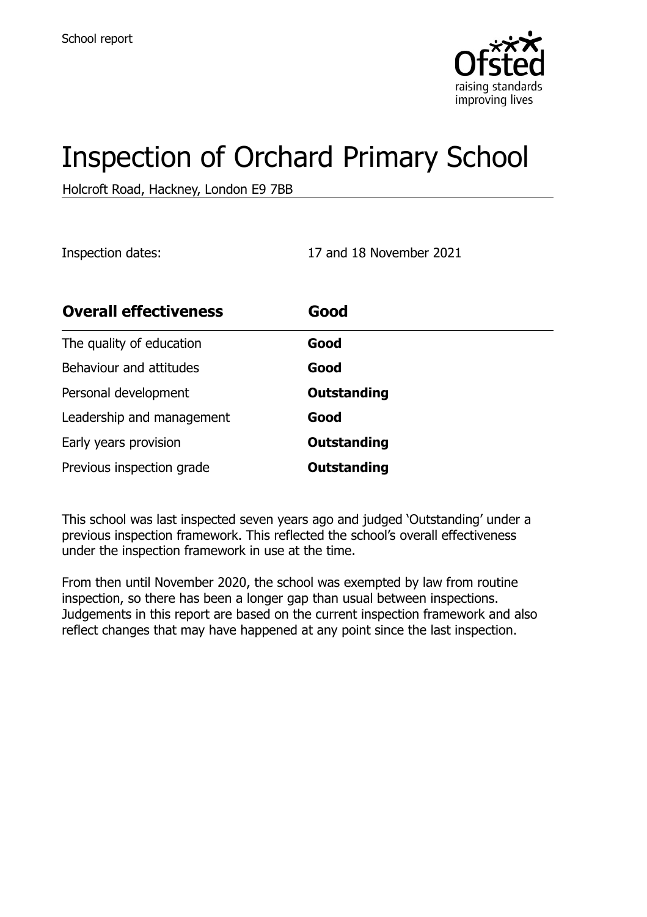School report

# Inspection of Orchard Primary School

Holcroft Road, Hackney, London E9 7BB

Inspection dates: 17 and 18 November 2021

| Overall effectiveness | Good |
| --- | --- |
| The quality of education | **Good** |
| Behaviour and attitudes | **Good** |
| Personal development | **Outstanding** |
| Leadership and management | **Good** |
| Early years provision | **Outstanding** |
| Previous inspection grade | **Outstanding** |

This school was last inspected seven years ago and judged 'Outstanding' under a previous inspection framework. This reflected the school's overall effectiveness under the inspection framework in use at the time.

From then until November 2020, the school was exempted by law from routine inspection, so there has been a longer gap than usual between inspections. Judgements in this report are based on the current inspection framework and also reflect changes that may have happened at any point since the last inspection.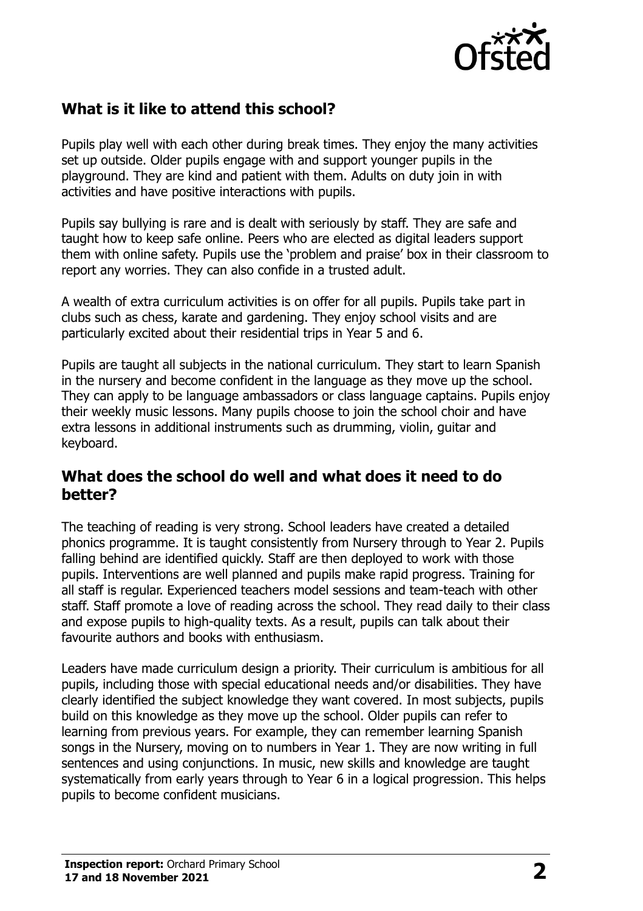## What is it like to attend this school?

Pupils play well with each other during break times. They enjoy the many activities set up outside. Older pupils engage with and support younger pupils in the playground. They are kind and patient with them. Adults on duty join in with activities and have positive interactions with pupils.

Pupils say bullying is rare and is dealt with seriously by staff. They are safe and taught how to keep safe online. Peers who are elected as digital leaders support them with online safety. Pupils use the 'problem and praise' box in their classroom to report any worries. They can also confide in a trusted adult.

A wealth of extra curriculum activities is on offer for all pupils. Pupils take part in clubs such as chess, karate and gardening. They enjoy school visits and are particularly excited about their residential trips in Year 5 and 6.

Pupils are taught all subjects in the national curriculum. They start to learn Spanish in the nursery and become confident in the language as they move up the school. They can apply to be language ambassadors or class language captains. Pupils enjoy their weekly music lessons. Many pupils choose to join the school choir and have extra lessons in additional instruments such as drumming, violin, guitar and keyboard.

## What does the school do well and what does it need to do better?

The teaching of reading is very strong. School leaders have created a detailed phonics programme. It is taught consistently from Nursery through to Year 2. Pupils falling behind are identified quickly. Staff are then deployed to work with those pupils. Interventions are well planned and pupils make rapid progress. Training for all staff is regular. Experienced teachers model sessions and team-teach with other staff. Staff promote a love of reading across the school. They read daily to their class and expose pupils to high-quality texts. As a result, pupils can talk about their favourite authors and books with enthusiasm.

Leaders have made curriculum design a priority. Their curriculum is ambitious for all pupils, including those with special educational needs and/or disabilities. They have clearly identified the subject knowledge they want covered. In most subjects, pupils build on this knowledge as they move up the school. Older pupils can refer to learning from previous years. For example, they can remember learning Spanish songs in the Nursery, moving on to numbers in Year 1. They are now writing in full sentences and using conjunctions. In music, new skills and knowledge are taught systematically from early years through to Year 6 in a logical progression. This helps pupils to become confident musicians.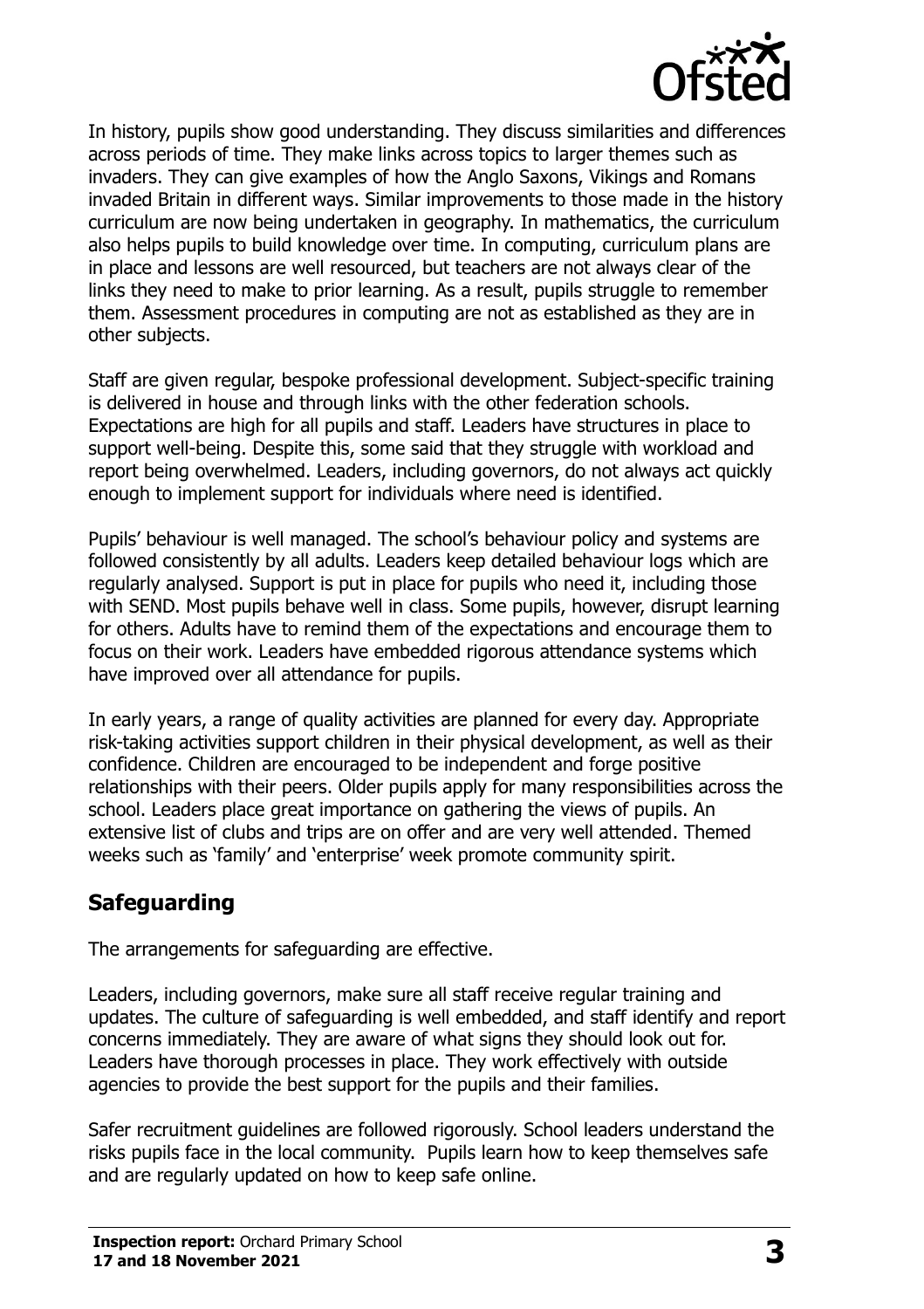In history, pupils show good understanding. They discuss similarities and differences across periods of time. They make links across topics to larger themes such as invaders. They can give examples of how the Anglo Saxons, Vikings and Romans invaded Britain in different ways. Similar improvements to those made in the history curriculum are now being undertaken in geography. In mathematics, the curriculum also helps pupils to build knowledge over time. In computing, curriculum plans are in place and lessons are well resourced, but teachers are not always clear of the links they need to make to prior learning. As a result, pupils struggle to remember them. Assessment procedures in computing are not as established as they are in other subjects.

Staff are given regular, bespoke professional development. Subject-specific training is delivered in house and through links with the other federation schools. Expectations are high for all pupils and staff. Leaders have structures in place to support well-being. Despite this, some said that they struggle with workload and report being overwhelmed. Leaders, including governors, do not always act quickly enough to implement support for individuals where need is identified.

Pupils' behaviour is well managed. The school's behaviour policy and systems are followed consistently by all adults. Leaders keep detailed behaviour logs which are regularly analysed. Support is put in place for pupils who need it, including those with SEND. Most pupils behave well in class. Some pupils, however, disrupt learning for others. Adults have to remind them of the expectations and encourage them to focus on their work. Leaders have embedded rigorous attendance systems which have improved over all attendance for pupils.

In early years, a range of quality activities are planned for every day. Appropriate risk-taking activities support children in their physical development, as well as their confidence. Children are encouraged to be independent and forge positive relationships with their peers. Older pupils apply for many responsibilities across the school. Leaders place great importance on gathering the views of pupils. An extensive list of clubs and trips are on offer and are very well attended. Themed weeks such as 'family' and 'enterprise' week promote community spirit.

## Safeguarding

The arrangements for safeguarding are effective.

Leaders, including governors, make sure all staff receive regular training and updates. The culture of safeguarding is well embedded, and staff identify and report concerns immediately. They are aware of what signs they should look out for. Leaders have thorough processes in place. They work effectively with outside agencies to provide the best support for the pupils and their families.

Safer recruitment guidelines are followed rigorously. School leaders understand the risks pupils face in the local community. Pupils learn how to keep themselves safe and are regularly updated on how to keep safe online.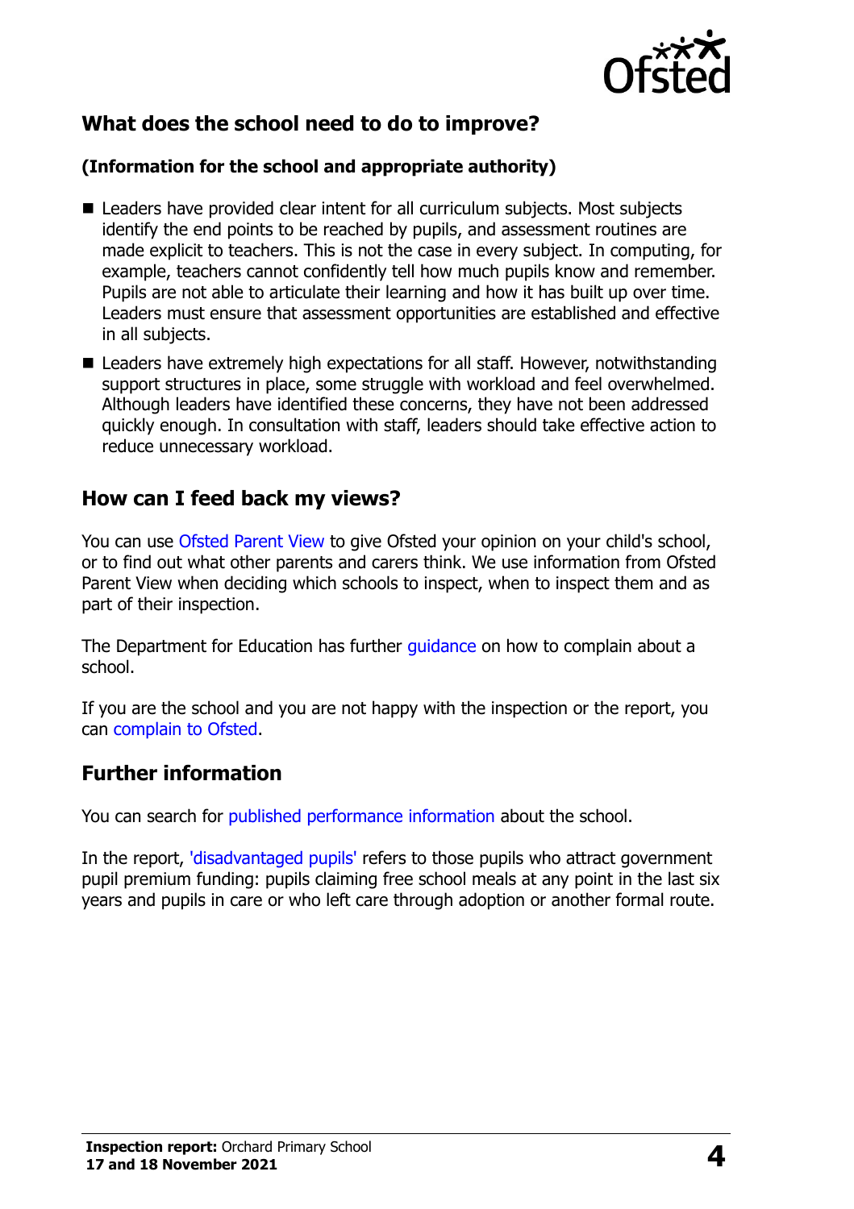## What does the school need to do to improve?

**(Information for the school and appropriate authority)**

- Leaders have provided clear intent for all curriculum subjects. Most subjects identify the end points to be reached by pupils, and assessment routines are made explicit to teachers. This is not the case in every subject. In computing, for example, teachers cannot confidently tell how much pupils know and remember. Pupils are not able to articulate their learning and how it has built up over time. Leaders must ensure that assessment opportunities are established and effective in all subjects.
- Leaders have extremely high expectations for all staff. However, notwithstanding support structures in place, some struggle with workload and feel overwhelmed. Although leaders have identified these concerns, they have not been addressed quickly enough. In consultation with staff, leaders should take effective action to reduce unnecessary workload.

## How can I feed back my views?

You can use Ofsted Parent View to give Ofsted your opinion on your child's school, or to find out what other parents and carers think. We use information from Ofsted Parent View when deciding which schools to inspect, when to inspect them and as part of their inspection.

The Department for Education has further guidance on how to complain about a school.

If you are the school and you are not happy with the inspection or the report, you can complain to Ofsted.

## Further information

You can search for published performance information about the school.

In the report, 'disadvantaged pupils' refers to those pupils who attract government pupil premium funding: pupils claiming free school meals at any point in the last six years and pupils in care or who left care through adoption or another formal route.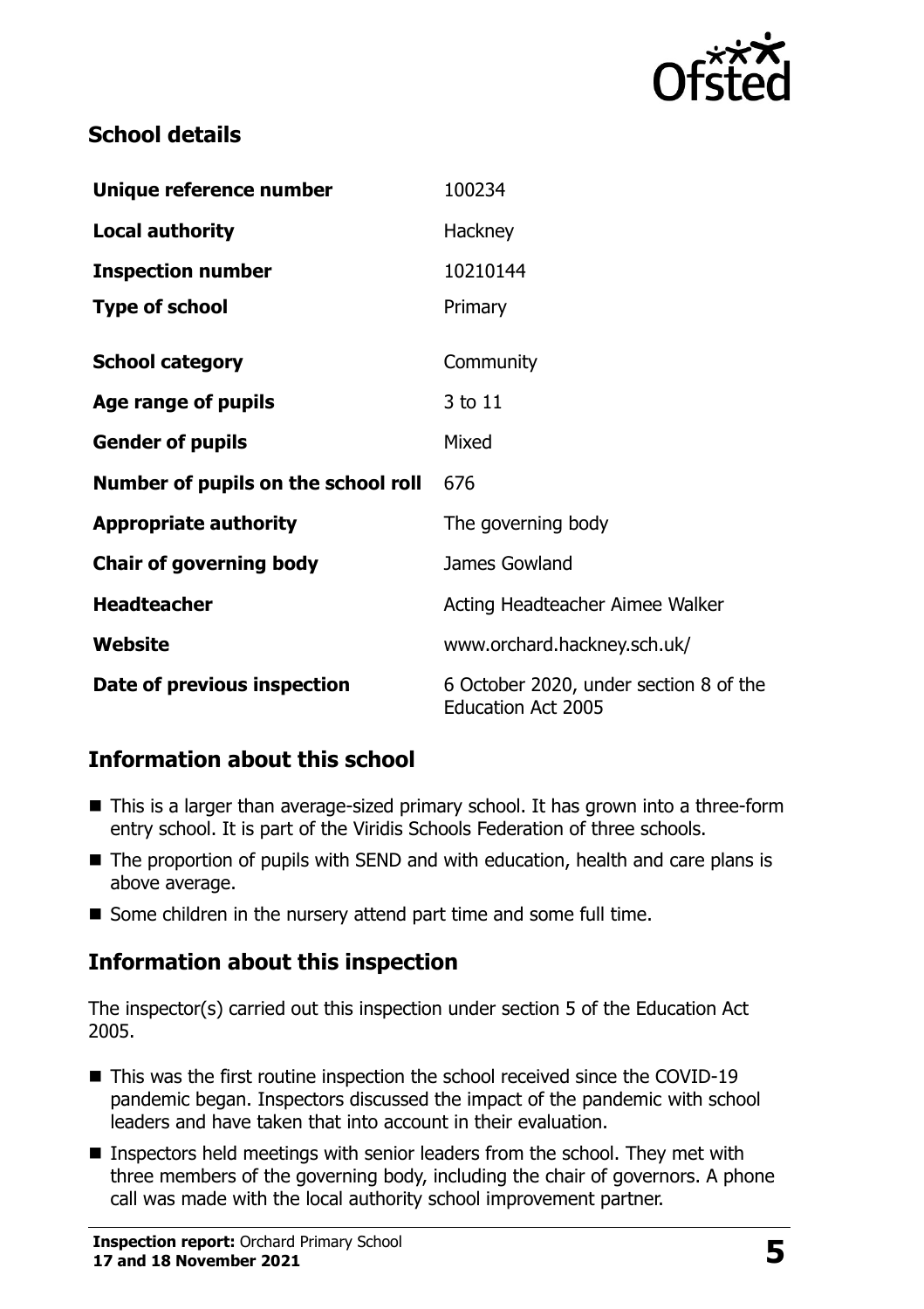## School details

| | |
|---|---|
| **Unique reference number** | 100234 |
| **Local authority** | Hackney |
| **Inspection number** | 10210144 |
| **Type of school** | Primary |
| **School category** | Community |
| **Age range of pupils** | 3 to 11 |
| **Gender of pupils** | Mixed |
| **Number of pupils on the school roll** | 676 |
| **Appropriate authority** | The governing body |
| **Chair of governing body** | James Gowland |
| **Headteacher** | Acting Headteacher Aimee Walker |
| **Website** | www.orchard.hackney.sch.uk/ |
| **Date of previous inspection** | 6 October 2020, under section 8 of the Education Act 2005 |

## Information about this school

- This is a larger than average-sized primary school. It has grown into a three-form entry school. It is part of the Viridis Schools Federation of three schools.
- The proportion of pupils with SEND and with education, health and care plans is above average.
- Some children in the nursery attend part time and some full time.

## Information about this inspection

The inspector(s) carried out this inspection under section 5 of the Education Act 2005.

- This was the first routine inspection the school received since the COVID-19 pandemic began. Inspectors discussed the impact of the pandemic with school leaders and have taken that into account in their evaluation.
- Inspectors held meetings with senior leaders from the school. They met with three members of the governing body, including the chair of governors. A phone call was made with the local authority school improvement partner.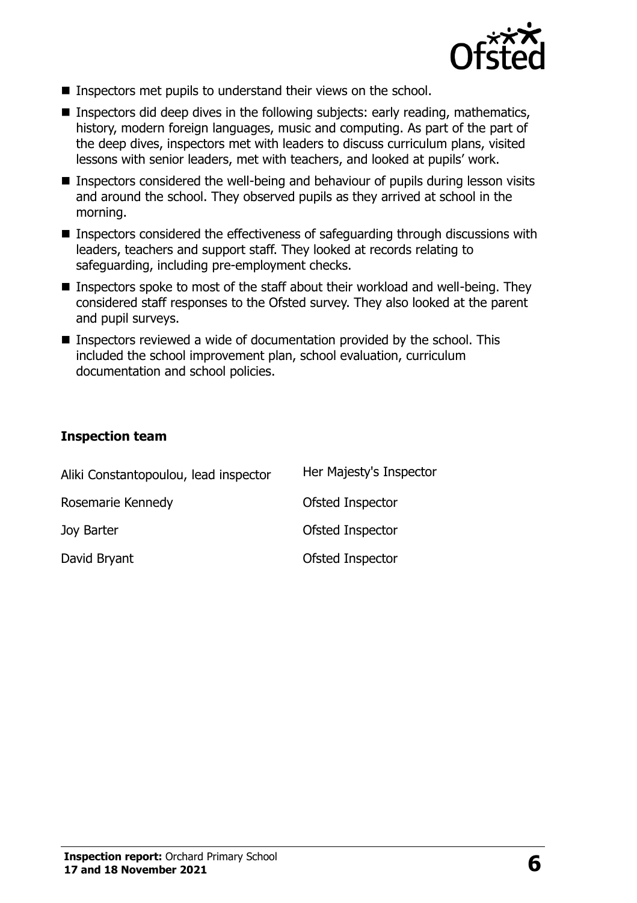- Inspectors met pupils to understand their views on the school.
- Inspectors did deep dives in the following subjects: early reading, mathematics, history, modern foreign languages, music and computing. As part of the part of the deep dives, inspectors met with leaders to discuss curriculum plans, visited lessons with senior leaders, met with teachers, and looked at pupils' work.
- Inspectors considered the well-being and behaviour of pupils during lesson visits and around the school. They observed pupils as they arrived at school in the morning.
- Inspectors considered the effectiveness of safeguarding through discussions with leaders, teachers and support staff. They looked at records relating to safeguarding, including pre-employment checks.
- Inspectors spoke to most of the staff about their workload and well-being. They considered staff responses to the Ofsted survey. They also looked at the parent and pupil surveys.
- Inspectors reviewed a wide of documentation provided by the school. This included the school improvement plan, school evaluation, curriculum documentation and school policies.

### Inspection team

| | |
|---|---|
| Aliki Constantopoulou, lead inspector | Her Majesty's Inspector |
| Rosemarie Kennedy | Ofsted Inspector |
| Joy Barter | Ofsted Inspector |
| David Bryant | Ofsted Inspector |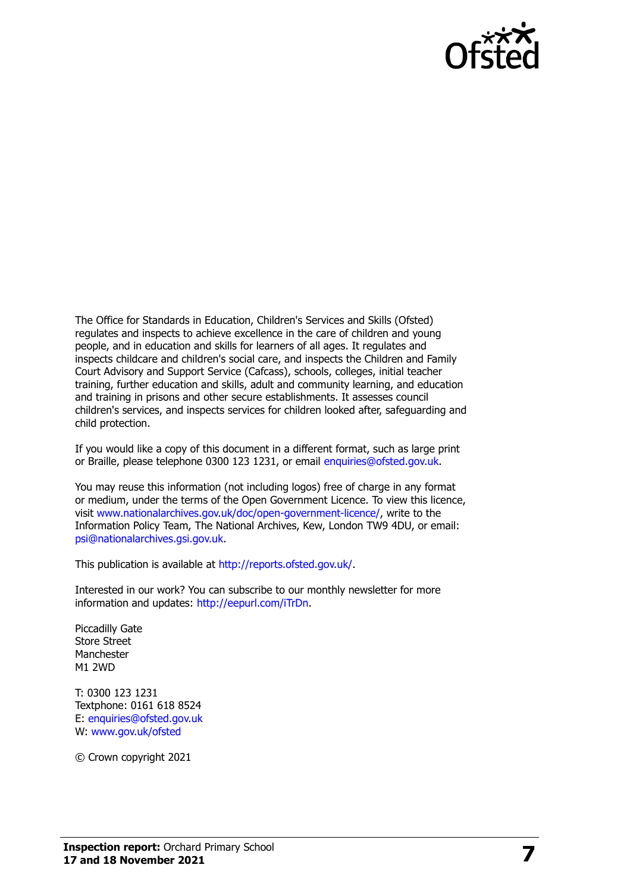The Office for Standards in Education, Children's Services and Skills (Ofsted) regulates and inspects to achieve excellence in the care of children and young people, and in education and skills for learners of all ages. It regulates and inspects childcare and children's social care, and inspects the Children and Family Court Advisory and Support Service (Cafcass), schools, colleges, initial teacher training, further education and skills, adult and community learning, and education and training in prisons and other secure establishments. It assesses council children's services, and inspects services for children looked after, safeguarding and child protection.

If you would like a copy of this document in a different format, such as large print or Braille, please telephone 0300 123 1231, or email enquiries@ofsted.gov.uk.

You may reuse this information (not including logos) free of charge in any format or medium, under the terms of the Open Government Licence. To view this licence, visit www.nationalarchives.gov.uk/doc/open-government-licence/, write to the Information Policy Team, The National Archives, Kew, London TW9 4DU, or email: psi@nationalarchives.gsi.gov.uk.

This publication is available at http://reports.ofsted.gov.uk/.

Interested in our work? You can subscribe to our monthly newsletter for more information and updates: http://eepurl.com/iTrDn.

Piccadilly Gate
Store Street
Manchester
M1 2WD

T: 0300 123 1231
Textphone: 0161 618 8524
E: enquiries@ofsted.gov.uk
W: www.gov.uk/ofsted

© Crown copyright 2021